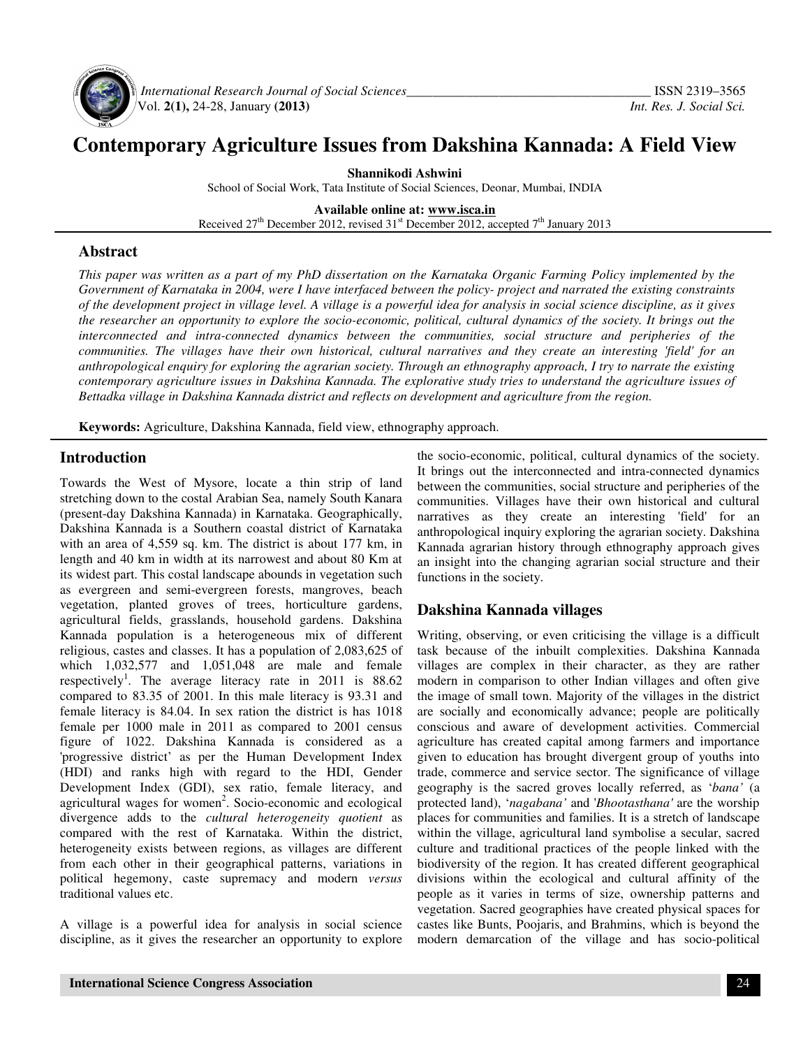# Contemporary Agriculture Issues from Dakshina Kannada: A Field View

**Shannikodi Ashwini**

School of Social Work, Tata Institute of Social Sciences, Deonar, Mumbai, INDIA

**Available online at: www.isca.in**

Received 27th December 2012, revised 31st December 2012, accepted 7th January 2013

## Abstract

*This paper was written as a part of my PhD dissertation on the Karnataka Organic Farming Policy implemented by the Government of Karnataka in 2004, were I have interfaced between the policy- project and narrated the existing constraints of the development project in village level. A village is a powerful idea for analysis in social science discipline, as it gives the researcher an opportunity to explore the socio-economic, political, cultural dynamics of the society. It brings out the interconnected and intra-connected dynamics between the communities, social structure and peripheries of the communities. The villages have their own historical, cultural narratives and they create an interesting 'field' for an anthropological enquiry for exploring the agrarian society. Through an ethnography approach, I try to narrate the existing contemporary agriculture issues in Dakshina Kannada. The explorative study tries to understand the agriculture issues of Bettadka village in Dakshina Kannada district and reflects on development and agriculture from the region.*

**Keywords:** Agriculture, Dakshina Kannada, field view, ethnography approach.

## Introduction

Towards the West of Mysore, locate a thin strip of land stretching down to the costal Arabian Sea, namely South Kanara (present-day Dakshina Kannada) in Karnataka. Geographically, Dakshina Kannada is a Southern coastal district of Karnataka with an area of 4,559 sq. km. The district is about 177 km, in length and 40 km in width at its narrowest and about 80 Km at its widest part. This costal landscape abounds in vegetation such as evergreen and semi-evergreen forests, mangroves, beach vegetation, planted groves of trees, horticulture gardens, agricultural fields, grasslands, household gardens. Dakshina Kannada population is a heterogeneous mix of different religious, castes and classes. It has a population of 2,083,625 of which 1,032,577 and 1,051,048 are male and female respectively[1]. The average literacy rate in 2011 is 88.62 compared to 83.35 of 2001. In this male literacy is 93.31 and female literacy is 84.04. In sex ration the district is has 1018 female per 1000 male in 2011 as compared to 2001 census figure of 1022. Dakshina Kannada is considered as a 'progressive district' as per the Human Development Index (HDI) and ranks high with regard to the HDI, Gender Development Index (GDI), sex ratio, female literacy, and agricultural wages for women[2]. Socio-economic and ecological divergence adds to the *cultural heterogeneity quotient* as compared with the rest of Karnataka. Within the district, heterogeneity exists between regions, as villages are different from each other in their geographical patterns, variations in political hegemony, caste supremacy and modern *versus* traditional values etc.

A village is a powerful idea for analysis in social science discipline, as it gives the researcher an opportunity to explore the socio-economic, political, cultural dynamics of the society. It brings out the interconnected and intra-connected dynamics between the communities, social structure and peripheries of the communities. Villages have their own historical and cultural narratives as they create an interesting 'field' for an anthropological inquiry exploring the agrarian society. Dakshina Kannada agrarian history through ethnography approach gives an insight into the changing agrarian social structure and their functions in the society.

## Dakshina Kannada villages

Writing, observing, or even criticising the village is a difficult task because of the inbuilt complexities. Dakshina Kannada villages are complex in their character, as they are rather modern in comparison to other Indian villages and often give the image of small town. Majority of the villages in the district are socially and economically advance; people are politically conscious and aware of development activities. Commercial agriculture has created capital among farmers and importance given to education has brought divergent group of youths into trade, commerce and service sector. The significance of village geography is the sacred groves locally referred, as '*bana'* (a protected land), '*nagabana'* and '*Bhootasthana'* are the worship places for communities and families. It is a stretch of landscape within the village, agricultural land symbolise a secular, sacred culture and traditional practices of the people linked with the biodiversity of the region. It has created different geographical divisions within the ecological and cultural affinity of the people as it varies in terms of size, ownership patterns and vegetation. Sacred geographies have created physical spaces for castes like Bunts, Poojaris, and Brahmins, which is beyond the modern demarcation of the village and has socio-political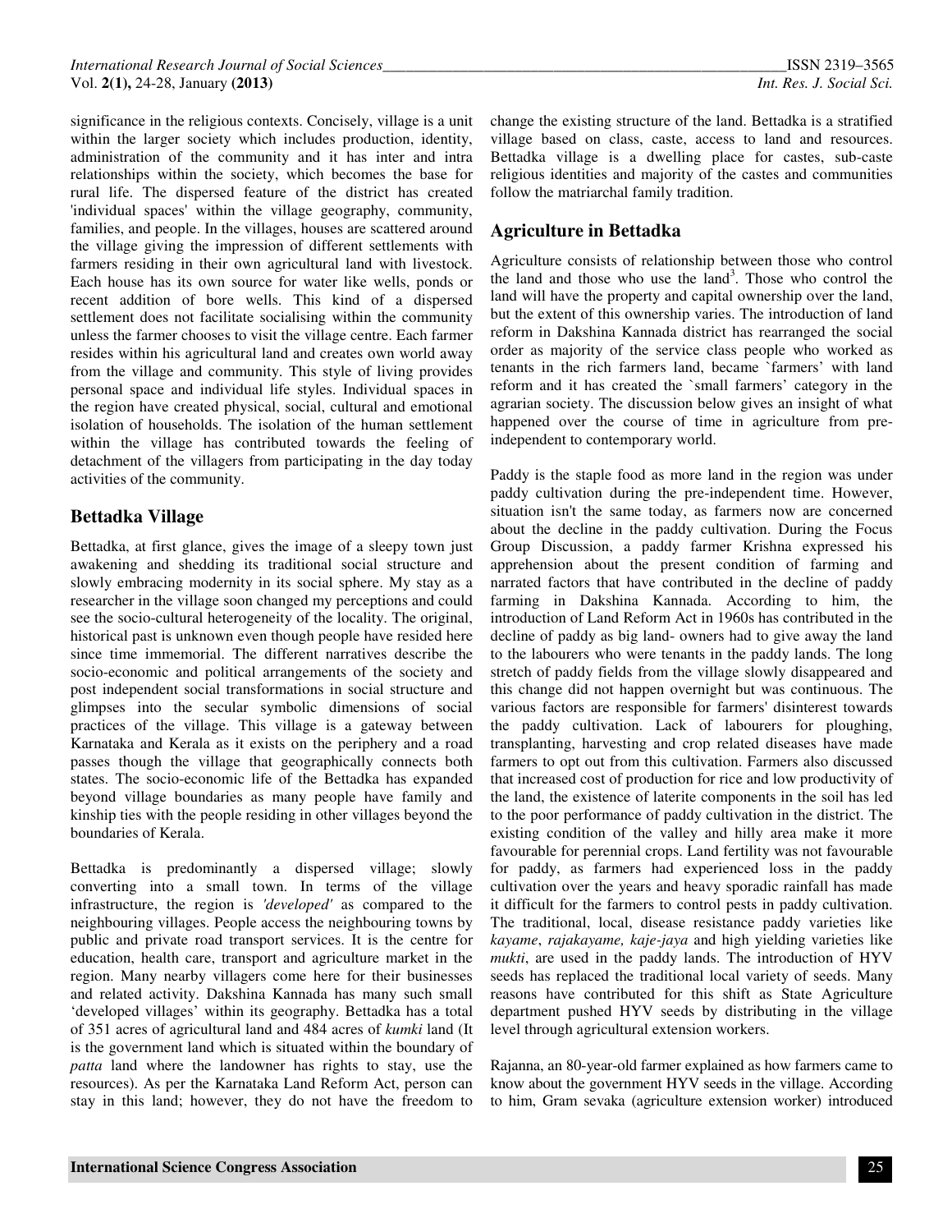significance in the religious contexts. Concisely, village is a unit within the larger society which includes production, identity, administration of the community and it has inter and intra relationships within the society, which becomes the base for rural life. The dispersed feature of the district has created 'individual spaces' within the village geography, community, families, and people. In the villages, houses are scattered around the village giving the impression of different settlements with farmers residing in their own agricultural land with livestock. Each house has its own source for water like wells, ponds or recent addition of bore wells. This kind of a dispersed settlement does not facilitate socialising within the community unless the farmer chooses to visit the village centre. Each farmer resides within his agricultural land and creates own world away from the village and community. This style of living provides personal space and individual life styles. Individual spaces in the region have created physical, social, cultural and emotional isolation of households. The isolation of the human settlement within the village has contributed towards the feeling of detachment of the villagers from participating in the day today activities of the community.

## Bettadka Village

Bettadka, at first glance, gives the image of a sleepy town just awakening and shedding its traditional social structure and slowly embracing modernity in its social sphere. My stay as a researcher in the village soon changed my perceptions and could see the socio-cultural heterogeneity of the locality. The original, historical past is unknown even though people have resided here since time immemorial. The different narratives describe the socio-economic and political arrangements of the society and post independent social transformations in social structure and glimpses into the secular symbolic dimensions of social practices of the village. This village is a gateway between Karnataka and Kerala as it exists on the periphery and a road passes though the village that geographically connects both states. The socio-economic life of the Bettadka has expanded beyond village boundaries as many people have family and kinship ties with the people residing in other villages beyond the boundaries of Kerala.

Bettadka is predominantly a dispersed village; slowly converting into a small town. In terms of the village infrastructure, the region is *'developed'* as compared to the neighbouring villages. People access the neighbouring towns by public and private road transport services. It is the centre for education, health care, transport and agriculture market in the region. Many nearby villagers come here for their businesses and related activity. Dakshina Kannada has many such small 'developed villages' within its geography. Bettadka has a total of 351 acres of agricultural land and 484 acres of *kumki* land (It is the government land which is situated within the boundary of *patta* land where the landowner has rights to stay, use the resources). As per the Karnataka Land Reform Act, person can stay in this land; however, they do not have the freedom to change the existing structure of the land. Bettadka is a stratified village based on class, caste, access to land and resources. Bettadka village is a dwelling place for castes, sub-caste religious identities and majority of the castes and communities follow the matriarchal family tradition.

## Agriculture in Bettadka

Agriculture consists of relationship between those who control the land and those who use the land[3]. Those who control the land will have the property and capital ownership over the land, but the extent of this ownership varies. The introduction of land reform in Dakshina Kannada district has rearranged the social order as majority of the service class people who worked as tenants in the rich farmers land, became `farmers' with land reform and it has created the `small farmers' category in the agrarian society. The discussion below gives an insight of what happened over the course of time in agriculture from pre-independent to contemporary world.

Paddy is the staple food as more land in the region was under paddy cultivation during the pre-independent time. However, situation isn't the same today, as farmers now are concerned about the decline in the paddy cultivation. During the Focus Group Discussion, a paddy farmer Krishna expressed his apprehension about the present condition of farming and narrated factors that have contributed in the decline of paddy farming in Dakshina Kannada. According to him, the introduction of Land Reform Act in 1960s has contributed in the decline of paddy as big land- owners had to give away the land to the labourers who were tenants in the paddy lands. The long stretch of paddy fields from the village slowly disappeared and this change did not happen overnight but was continuous. The various factors are responsible for farmers' disinterest towards the paddy cultivation. Lack of labourers for ploughing, transplanting, harvesting and crop related diseases have made farmers to opt out from this cultivation. Farmers also discussed that increased cost of production for rice and low productivity of the land, the existence of laterite components in the soil has led to the poor performance of paddy cultivation in the district. The existing condition of the valley and hilly area make it more favourable for perennial crops. Land fertility was not favourable for paddy, as farmers had experienced loss in the paddy cultivation over the years and heavy sporadic rainfall has made it difficult for the farmers to control pests in paddy cultivation. The traditional, local, disease resistance paddy varieties like *kayame*, *rajakayame, kaje-jaya* and high yielding varieties like *mukti*, are used in the paddy lands. The introduction of HYV seeds has replaced the traditional local variety of seeds. Many reasons have contributed for this shift as State Agriculture department pushed HYV seeds by distributing in the village level through agricultural extension workers.

Rajanna, an 80-year-old farmer explained as how farmers came to know about the government HYV seeds in the village. According to him, Gram sevaka (agriculture extension worker) introduced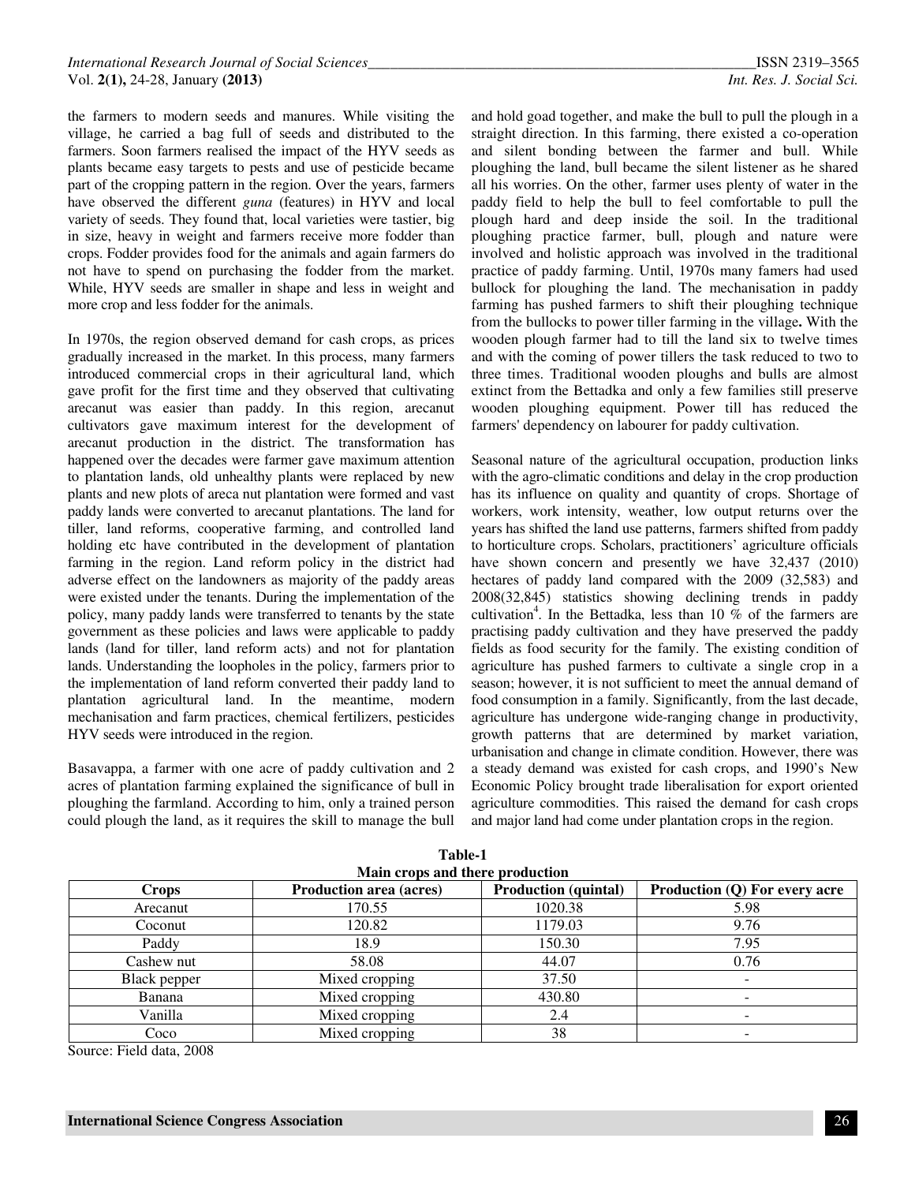the farmers to modern seeds and manures. While visiting the village, he carried a bag full of seeds and distributed to the farmers. Soon farmers realised the impact of the HYV seeds as plants became easy targets to pests and use of pesticide became part of the cropping pattern in the region. Over the years, farmers have observed the different *guna* (features) in HYV and local variety of seeds. They found that, local varieties were tastier, big in size, heavy in weight and farmers receive more fodder than crops. Fodder provides food for the animals and again farmers do not have to spend on purchasing the fodder from the market. While, HYV seeds are smaller in shape and less in weight and more crop and less fodder for the animals.

In 1970s, the region observed demand for cash crops, as prices gradually increased in the market. In this process, many farmers introduced commercial crops in their agricultural land, which gave profit for the first time and they observed that cultivating arecanut was easier than paddy. In this region, arecanut cultivators gave maximum interest for the development of arecanut production in the district. The transformation has happened over the decades were farmer gave maximum attention to plantation lands, old unhealthy plants were replaced by new plants and new plots of areca nut plantation were formed and vast paddy lands were converted to arecanut plantations. The land for tiller, land reforms, cooperative farming, and controlled land holding etc have contributed in the development of plantation farming in the region. Land reform policy in the district had adverse effect on the landowners as majority of the paddy areas were existed under the tenants. During the implementation of the policy, many paddy lands were transferred to tenants by the state government as these policies and laws were applicable to paddy lands (land for tiller, land reform acts) and not for plantation lands. Understanding the loopholes in the policy, farmers prior to the implementation of land reform converted their paddy land to plantation agricultural land. In the meantime, modern mechanisation and farm practices, chemical fertilizers, pesticides HYV seeds were introduced in the region.

Basavappa, a farmer with one acre of paddy cultivation and 2 acres of plantation farming explained the significance of bull in ploughing the farmland. According to him, only a trained person could plough the land, as it requires the skill to manage the bull and hold goad together, and make the bull to pull the plough in a straight direction. In this farming, there existed a co-operation and silent bonding between the farmer and bull. While ploughing the land, bull became the silent listener as he shared all his worries. On the other, farmer uses plenty of water in the paddy field to help the bull to feel comfortable to pull the plough hard and deep inside the soil. In the traditional ploughing practice farmer, bull, plough and nature were involved and holistic approach was involved in the traditional practice of paddy farming. Until, 1970s many famers had used bullock for ploughing the land. The mechanisation in paddy farming has pushed farmers to shift their ploughing technique from the bullocks to power tiller farming in the village**.** With the wooden plough farmer had to till the land six to twelve times and with the coming of power tillers the task reduced to two to three times. Traditional wooden ploughs and bulls are almost extinct from the Bettadka and only a few families still preserve wooden ploughing equipment. Power till has reduced the farmers' dependency on labourer for paddy cultivation.

Seasonal nature of the agricultural occupation, production links with the agro-climatic conditions and delay in the crop production has its influence on quality and quantity of crops. Shortage of workers, work intensity, weather, low output returns over the years has shifted the land use patterns, farmers shifted from paddy to horticulture crops. Scholars, practitioners' agriculture officials have shown concern and presently we have 32,437 (2010) hectares of paddy land compared with the 2009 (32,583) and 2008(32,845) statistics showing declining trends in paddy cultivation[4]. In the Bettadka, less than 10 % of the farmers are practising paddy cultivation and they have preserved the paddy fields as food security for the family. The existing condition of agriculture has pushed farmers to cultivate a single crop in a season; however, it is not sufficient to meet the annual demand of food consumption in a family. Significantly, from the last decade, agriculture has undergone wide-ranging change in productivity, growth patterns that are determined by market variation, urbanisation and change in climate condition. However, there was a steady demand was existed for cash crops, and 1990's New Economic Policy brought trade liberalisation for export oriented agriculture commodities. This raised the demand for cash crops and major land had come under plantation crops in the region.

**Table-1**
**Main crops and there production**

| Crops | Production area (acres) | Production (quintal) | Production (Q) For every acre |
|---|---|---|---|
| Arecanut | 170.55 | 1020.38 | 5.98 |
| Coconut | 120.82 | 1179.03 | 9.76 |
| Paddy | 18.9 | 150.30 | 7.95 |
| Cashew nut | 58.08 | 44.07 | 0.76 |
| Black pepper | Mixed cropping | 37.50 | - |
| Banana | Mixed cropping | 430.80 | - |
| Vanilla | Mixed cropping | 2.4 | - |
| Coco | Mixed cropping | 38 | - |

Source: Field data, 2008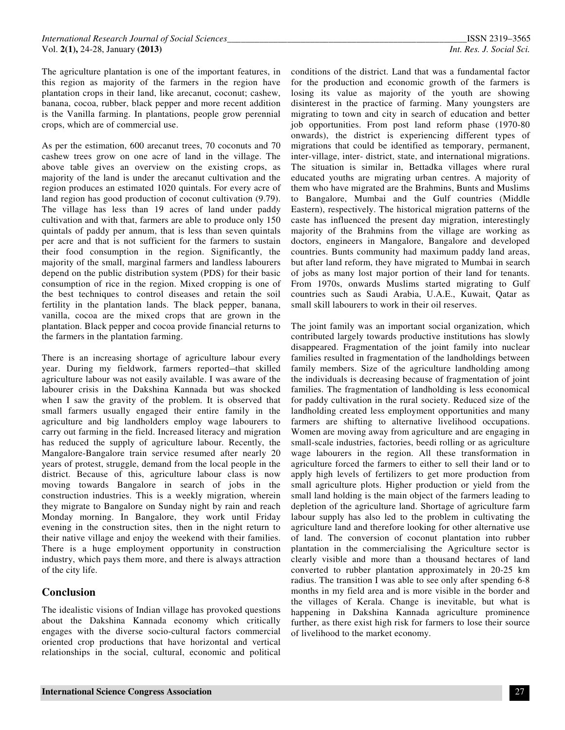The agriculture plantation is one of the important features, in this region as majority of the farmers in the region have plantation crops in their land, like arecanut, coconut; cashew, banana, cocoa, rubber, black pepper and more recent addition is the Vanilla farming. In plantations, people grow perennial crops, which are of commercial use.

As per the estimation, 600 arecanut trees, 70 coconuts and 70 cashew trees grow on one acre of land in the village. The above table gives an overview on the existing crops, as majority of the land is under the arecanut cultivation and the region produces an estimated 1020 quintals. For every acre of land region has good production of coconut cultivation (9.79). The village has less than 19 acres of land under paddy cultivation and with that, farmers are able to produce only 150 quintals of paddy per annum, that is less than seven quintals per acre and that is not sufficient for the farmers to sustain their food consumption in the region. Significantly, the majority of the small, marginal farmers and landless labourers depend on the public distribution system (PDS) for their basic consumption of rice in the region. Mixed cropping is one of the best techniques to control diseases and retain the soil fertility in the plantation lands. The black pepper, banana, vanilla, cocoa are the mixed crops that are grown in the plantation. Black pepper and cocoa provide financial returns to the farmers in the plantation farming.

There is an increasing shortage of agriculture labour every year. During my fieldwork, farmers reported—that skilled agriculture labour was not easily available. I was aware of the labourer crisis in the Dakshina Kannada but was shocked when I saw the gravity of the problem. It is observed that small farmers usually engaged their entire family in the agriculture and big landholders employ wage labourers to carry out farming in the field. Increased literacy and migration has reduced the supply of agriculture labour. Recently, the Mangalore-Bangalore train service resumed after nearly 20 years of protest, struggle, demand from the local people in the district. Because of this, agriculture labour class is now moving towards Bangalore in search of jobs in the construction industries. This is a weekly migration, wherein they migrate to Bangalore on Sunday night by rain and reach Monday morning. In Bangalore, they work until Friday evening in the construction sites, then in the night return to their native village and enjoy the weekend with their families. There is a huge employment opportunity in construction industry, which pays them more, and there is always attraction of the city life.

## Conclusion

The idealistic visions of Indian village has provoked questions about the Dakshina Kannada economy which critically engages with the diverse socio-cultural factors commercial oriented crop productions that have horizontal and vertical relationships in the social, cultural, economic and political conditions of the district. Land that was a fundamental factor for the production and economic growth of the farmers is losing its value as majority of the youth are showing disinterest in the practice of farming. Many youngsters are migrating to town and city in search of education and better job opportunities. From post land reform phase (1970-80 onwards), the district is experiencing different types of migrations that could be identified as temporary, permanent, inter-village, inter- district, state, and international migrations. The situation is similar in, Bettadka villages where rural educated youths are migrating urban centres. A majority of them who have migrated are the Brahmins, Bunts and Muslims to Bangalore, Mumbai and the Gulf countries (Middle Eastern), respectively. The historical migration patterns of the caste has influenced the present day migration, interestingly majority of the Brahmins from the village are working as doctors, engineers in Mangalore, Bangalore and developed countries. Bunts community had maximum paddy land areas, but after land reform, they have migrated to Mumbai in search of jobs as many lost major portion of their land for tenants. From 1970s, onwards Muslims started migrating to Gulf countries such as Saudi Arabia, U.A.E., Kuwait, Qatar as small skill labourers to work in their oil reserves.

The joint family was an important social organization, which contributed largely towards productive institutions has slowly disappeared. Fragmentation of the joint family into nuclear families resulted in fragmentation of the landholdings between family members. Size of the agriculture landholding among the individuals is decreasing because of fragmentation of joint families. The fragmentation of landholding is less economical for paddy cultivation in the rural society. Reduced size of the landholding created less employment opportunities and many farmers are shifting to alternative livelihood occupations. Women are moving away from agriculture and are engaging in small-scale industries, factories, beedi rolling or as agriculture wage labourers in the region. All these transformation in agriculture forced the farmers to either to sell their land or to apply high levels of fertilizers to get more production from small agriculture plots. Higher production or yield from the small land holding is the main object of the farmers leading to depletion of the agriculture land. Shortage of agriculture farm labour supply has also led to the problem in cultivating the agriculture land and therefore looking for other alternative use of land. The conversion of coconut plantation into rubber plantation in the commercialising the Agriculture sector is clearly visible and more than a thousand hectares of land converted to rubber plantation approximately in 20-25 km radius. The transition I was able to see only after spending 6-8 months in my field area and is more visible in the border and the villages of Kerala. Change is inevitable, but what is happening in Dakshina Kannada agriculture prominence further, as there exist high risk for farmers to lose their source of livelihood to the market economy.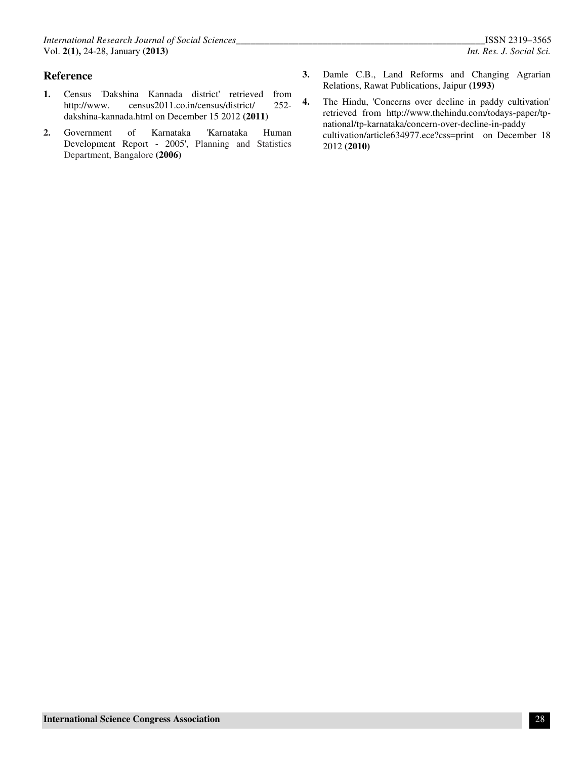## Reference

1. Census 'Dakshina Kannada district' retrieved from http://www. census2011.co.in/census/district/ 252-dakshina-kannada.html on December 15 2012 **(2011)**
2. Government of Karnataka 'Karnataka Human Development Report - 2005', Planning and Statistics Department, Bangalore **(2006)**
3. Damle C.B., Land Reforms and Changing Agrarian Relations, Rawat Publications, Jaipur **(1993)**
4. The Hindu, 'Concerns over decline in paddy cultivation' retrieved from http://www.thehindu.com/todays-paper/tp-national/tp-karnataka/concern-over-decline-in-paddy cultivation/article634977.ece?css=print on December 18 2012 **(2010)**